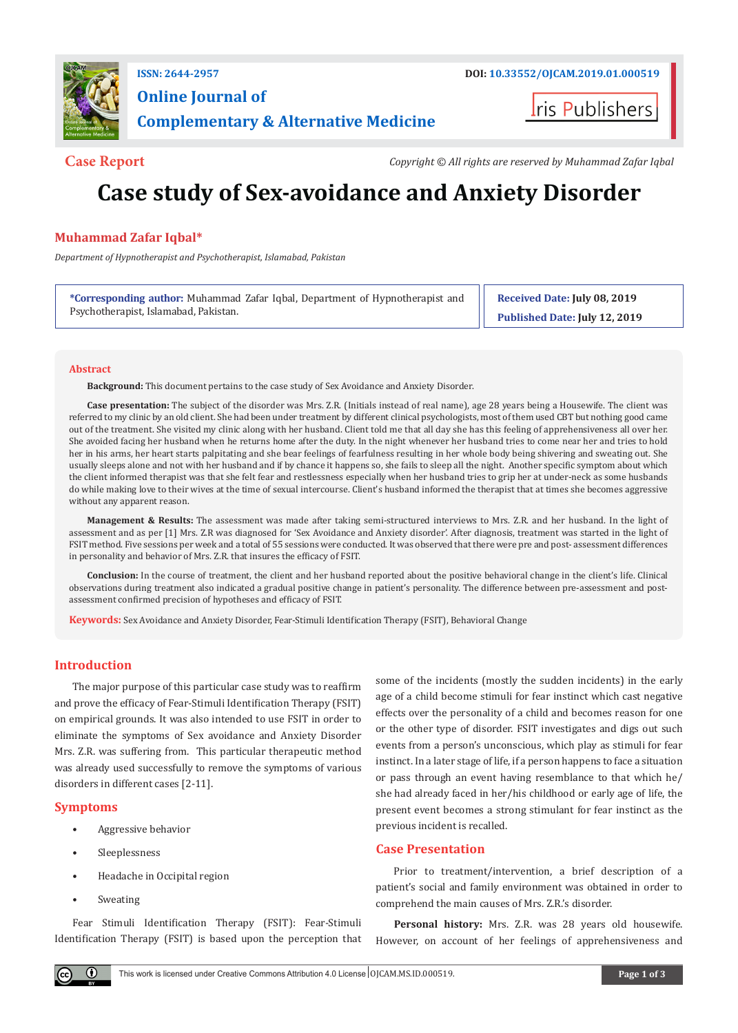ISSN: 2644-2957

DOI: 10.33552/OJCAM.2019.01.000519

**Online Journal of Complementary & Alternative Medicine**

Iris Publishers

**Case Report**

*Copyright © All rights are reserved by Muhammad Zafar Iqbal*

# Case study of Sex-avoidance and Anxiety Disorder

**Muhammad Zafar Iqbal***

*Department of Hypnotherapist and Psychotherapist, Islamabad, Pakistan*

**\*Corresponding author:** Muhammad Zafar Iqbal, Department of Hypnotherapist and Psychotherapist, Islamabad, Pakistan.

**Received Date:** July 08, 2019

**Published Date:** July 12, 2019

## Abstract

**Background:** This document pertains to the case study of Sex Avoidance and Anxiety Disorder.

**Case presentation:** The subject of the disorder was Mrs. Z.R. (Initials instead of real name), age 28 years being a Housewife. The client was referred to my clinic by an old client. She had been under treatment by different clinical psychologists, most of them used CBT but nothing good came out of the treatment. She visited my clinic along with her husband. Client told me that all day she has this feeling of apprehensiveness all over her. She avoided facing her husband when he returns home after the duty. In the night whenever her husband tries to come near her and tries to hold her in his arms, her heart starts palpitating and she bear feelings of fearfulness resulting in her whole body being shivering and sweating out. She usually sleeps alone and not with her husband and if by chance it happens so, she fails to sleep all the night. Another specific symptom about which the client informed therapist was that she felt fear and restlessness especially when her husband tries to grip her at under-neck as some husbands do while making love to their wives at the time of sexual intercourse. Client's husband informed the therapist that at times she becomes aggressive without any apparent reason.

**Management & Results:** The assessment was made after taking semi-structured interviews to Mrs. Z.R. and her husband. In the light of assessment and as per [1] Mrs. Z.R was diagnosed for 'Sex Avoidance and Anxiety disorder'. After diagnosis, treatment was started in the light of FSIT method. Five sessions per week and a total of 55 sessions were conducted. It was observed that there were pre and post- assessment differences in personality and behavior of Mrs. Z.R. that insures the efficacy of FSIT.

**Conclusion:** In the course of treatment, the client and her husband reported about the positive behavioral change in the client's life. Clinical observations during treatment also indicated a gradual positive change in patient's personality. The difference between pre-assessment and post-assessment confirmed precision of hypotheses and efficacy of FSIT.

**Keywords:** Sex Avoidance and Anxiety Disorder, Fear-Stimuli Identification Therapy (FSIT), Behavioral Change

## Introduction

The major purpose of this particular case study was to reaffirm and prove the efficacy of Fear-Stimuli Identification Therapy (FSIT) on empirical grounds. It was also intended to use FSIT in order to eliminate the symptoms of Sex avoidance and Anxiety Disorder Mrs. Z.R. was suffering from. This particular therapeutic method was already used successfully to remove the symptoms of various disorders in different cases [2-11].

## Symptoms

- Aggressive behavior
- Sleeplessness
- Headache in Occipital region
- Sweating

Fear Stimuli Identification Therapy (FSIT): Fear-Stimuli Identification Therapy (FSIT) is based upon the perception that some of the incidents (mostly the sudden incidents) in the early age of a child become stimuli for fear instinct which cast negative effects over the personality of a child and becomes reason for one or the other type of disorder. FSIT investigates and digs out such events from a person's unconscious, which play as stimuli for fear instinct. In a later stage of life, if a person happens to face a situation or pass through an event having resemblance to that which he/she had already faced in her/his childhood or early age of life, the present event becomes a strong stimulant for fear instinct as the previous incident is recalled.

## Case Presentation

Prior to treatment/intervention, a brief description of a patient's social and family environment was obtained in order to comprehend the main causes of Mrs. Z.R.'s disorder.

**Personal history:** Mrs. Z.R. was 28 years old housewife. However, on account of her feelings of apprehensiveness and

This work is licensed under Creative Commons Attribution 4.0 License | OJCAM.MS.ID.000519.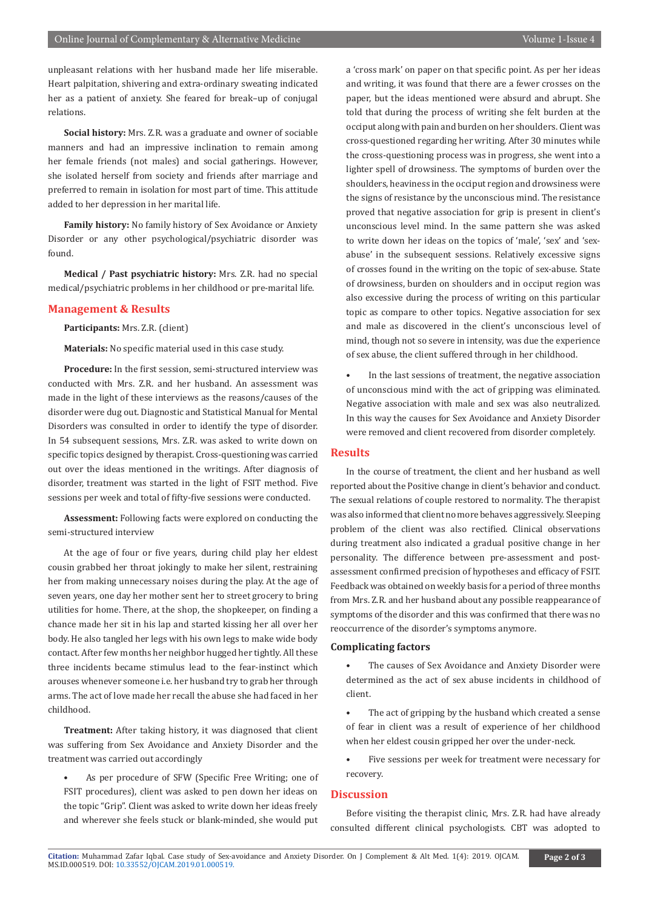unpleasant relations with her husband made her life miserable. Heart palpitation, shivering and extra-ordinary sweating indicated her as a patient of anxiety. She feared for break–up of conjugal relations.

**Social history:** Mrs. Z.R. was a graduate and owner of sociable manners and had an impressive inclination to remain among her female friends (not males) and social gatherings. However, she isolated herself from society and friends after marriage and preferred to remain in isolation for most part of time. This attitude added to her depression in her marital life.

**Family history:** No family history of Sex Avoidance or Anxiety Disorder or any other psychological/psychiatric disorder was found.

**Medical / Past psychiatric history:** Mrs. Z.R. had no special medical/psychiatric problems in her childhood or pre-marital life.

## Management & Results

**Participants:** Mrs. Z.R. (client)

**Materials:** No specific material used in this case study.

**Procedure:** In the first session, semi-structured interview was conducted with Mrs. Z.R. and her husband. An assessment was made in the light of these interviews as the reasons/causes of the disorder were dug out. Diagnostic and Statistical Manual for Mental Disorders was consulted in order to identify the type of disorder. In 54 subsequent sessions, Mrs. Z.R. was asked to write down on specific topics designed by therapist. Cross-questioning was carried out over the ideas mentioned in the writings. After diagnosis of disorder, treatment was started in the light of FSIT method. Five sessions per week and total of fifty-five sessions were conducted.

**Assessment:** Following facts were explored on conducting the semi-structured interview

At the age of four or five years, during child play her eldest cousin grabbed her throat jokingly to make her silent, restraining her from making unnecessary noises during the play. At the age of seven years, one day her mother sent her to street grocery to bring utilities for home. There, at the shop, the shopkeeper, on finding a chance made her sit in his lap and started kissing her all over her body. He also tangled her legs with his own legs to make wide body contact. After few months her neighbor hugged her tightly. All these three incidents became stimulus lead to the fear-instinct which arouses whenever someone i.e. her husband try to grab her through arms. The act of love made her recall the abuse she had faced in her childhood.

**Treatment:** After taking history, it was diagnosed that client was suffering from Sex Avoidance and Anxiety Disorder and the treatment was carried out accordingly

- As per procedure of SFW (Specific Free Writing; one of FSIT procedures), client was asked to pen down her ideas on the topic "Grip". Client was asked to write down her ideas freely and wherever she feels stuck or blank-minded, she would put a 'cross mark' on paper on that specific point. As per her ideas and writing, it was found that there are a fewer crosses on the paper, but the ideas mentioned were absurd and abrupt. She told that during the process of writing she felt burden at the occiput along with pain and burden on her shoulders. Client was cross-questioned regarding her writing. After 30 minutes while the cross-questioning process was in progress, she went into a lighter spell of drowsiness. The symptoms of burden over the shoulders, heaviness in the occiput region and drowsiness were the signs of resistance by the unconscious mind. The resistance proved that negative association for grip is present in client's unconscious level mind. In the same pattern she was asked to write down her ideas on the topics of 'male', 'sex' and 'sex-abuse' in the subsequent sessions. Relatively excessive signs of crosses found in the writing on the topic of sex-abuse. State of drowsiness, burden on shoulders and in occiput region was also excessive during the process of writing on this particular topic as compare to other topics. Negative association for sex and male as discovered in the client's unconscious level of mind, though not so severe in intensity, was due the experience of sex abuse, the client suffered through in her childhood.

- In the last sessions of treatment, the negative association of unconscious mind with the act of gripping was eliminated. Negative association with male and sex was also neutralized. In this way the causes for Sex Avoidance and Anxiety Disorder were removed and client recovered from disorder completely.

## Results

In the course of treatment, the client and her husband as well reported about the Positive change in client's behavior and conduct. The sexual relations of couple restored to normality. The therapist was also informed that client no more behaves aggressively. Sleeping problem of the client was also rectified. Clinical observations during treatment also indicated a gradual positive change in her personality. The difference between pre-assessment and post-assessment confirmed precision of hypotheses and efficacy of FSIT. Feedback was obtained on weekly basis for a period of three months from Mrs. Z.R. and her husband about any possible reappearance of symptoms of the disorder and this was confirmed that there was no reoccurrence of the disorder's symptoms anymore.

### Complicating factors

- The causes of Sex Avoidance and Anxiety Disorder were determined as the act of sex abuse incidents in childhood of client.
- The act of gripping by the husband which created a sense of fear in client was a result of experience of her childhood when her eldest cousin gripped her over the under-neck.
- Five sessions per week for treatment were necessary for recovery.

## Discussion

Before visiting the therapist clinic, Mrs. Z.R. had have already consulted different clinical psychologists. CBT was adopted to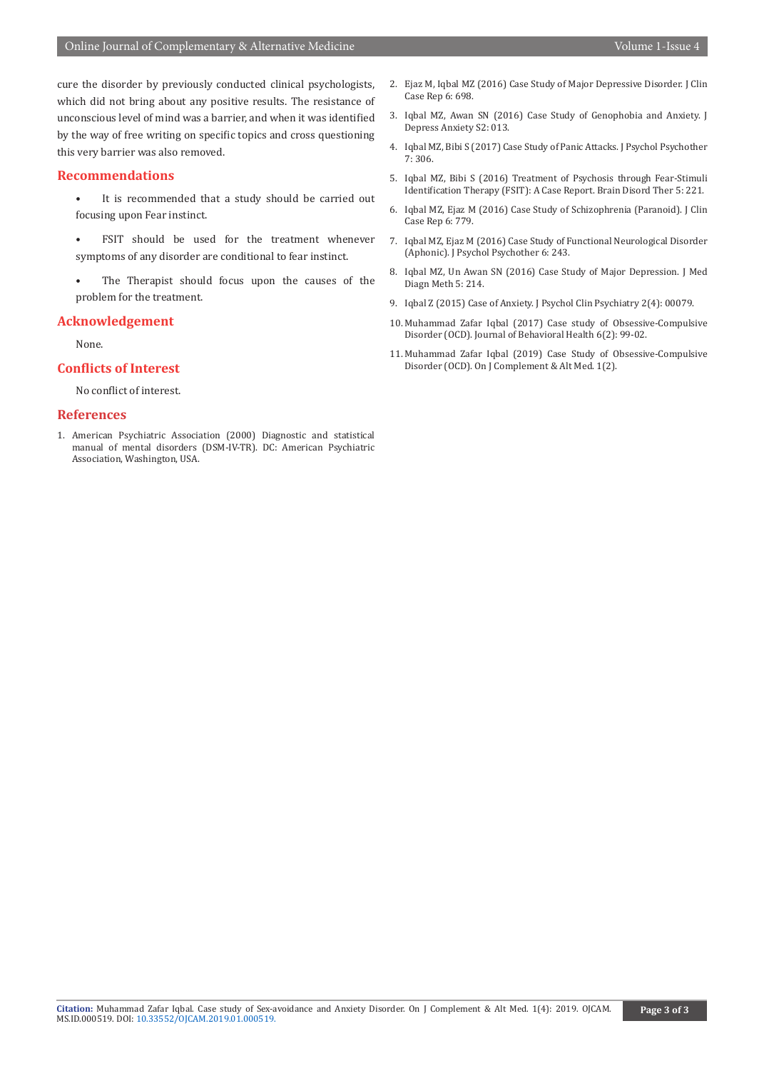cure the disorder by previously conducted clinical psychologists, which did not bring about any positive results. The resistance of unconscious level of mind was a barrier, and when it was identified by the way of free writing on specific topics and cross questioning this very barrier was also removed.

## Recommendations

- It is recommended that a study should be carried out focusing upon Fear instinct.
- FSIT should be used for the treatment whenever symptoms of any disorder are conditional to fear instinct.
- The Therapist should focus upon the causes of the problem for the treatment.

## Acknowledgement

None.

## Conflicts of Interest

No conflict of interest.

## References

1. American Psychiatric Association (2000) Diagnostic and statistical manual of mental disorders (DSM-IV-TR). DC: American Psychiatric Association, Washington, USA.
2. Ejaz M, Iqbal MZ (2016) Case Study of Major Depressive Disorder. J Clin Case Rep 6: 698.
3. Iqbal MZ, Awan SN (2016) Case Study of Genophobia and Anxiety. J Depress Anxiety S2: 013.
4. Iqbal MZ, Bibi S (2017) Case Study of Panic Attacks. J Psychol Psychother 7: 306.
5. Iqbal MZ, Bibi S (2016) Treatment of Psychosis through Fear-Stimuli Identification Therapy (FSIT): A Case Report. Brain Disord Ther 5: 221.
6. Iqbal MZ, Ejaz M (2016) Case Study of Schizophrenia (Paranoid). J Clin Case Rep 6: 779.
7. Iqbal MZ, Ejaz M (2016) Case Study of Functional Neurological Disorder (Aphonic). J Psychol Psychother 6: 243.
8. Iqbal MZ, Un Awan SN (2016) Case Study of Major Depression. J Med Diagn Meth 5: 214.
9. Iqbal Z (2015) Case of Anxiety. J Psychol Clin Psychiatry 2(4): 00079.
10. Muhammad Zafar Iqbal (2017) Case study of Obsessive-Compulsive Disorder (OCD). Journal of Behavioral Health 6(2): 99-02.
11. Muhammad Zafar Iqbal (2019) Case Study of Obsessive-Compulsive Disorder (OCD). On J Complement & Alt Med. 1(2).